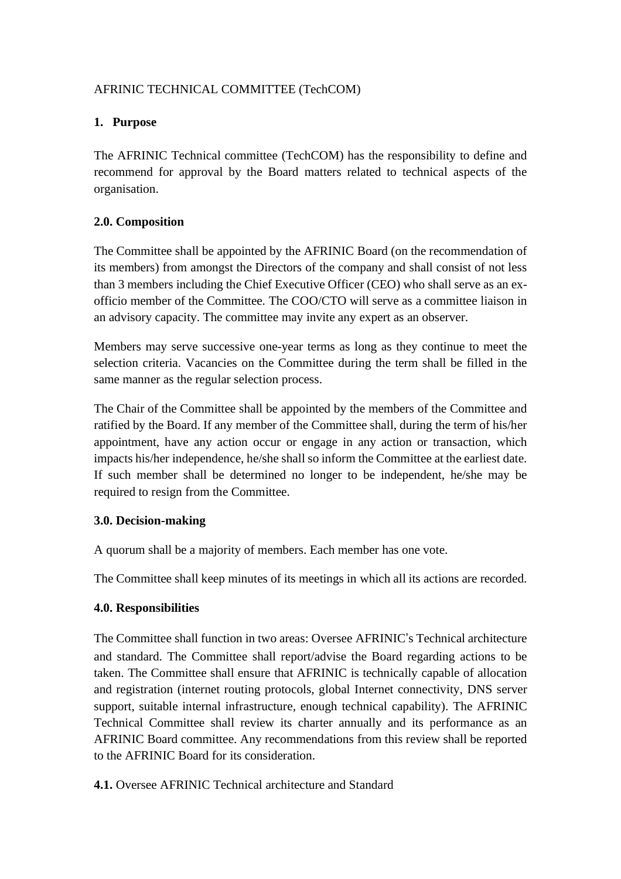AFRINIC TECHNICAL COMMITTEE (TechCOM)

## 1. Purpose

The AFRINIC Technical committee (TechCOM) has the responsibility to define and recommend for approval by the Board matters related to technical aspects of the organisation.

## 2.0. Composition

The Committee shall be appointed by the AFRINIC Board (on the recommendation of its members) from amongst the Directors of the company and shall consist of not less than 3 members including the Chief Executive Officer (CEO) who shall serve as an ex-officio member of the Committee. The COO/CTO will serve as a committee liaison in an advisory capacity. The committee may invite any expert as an observer.

Members may serve successive one-year terms as long as they continue to meet the selection criteria. Vacancies on the Committee during the term shall be filled in the same manner as the regular selection process.

The Chair of the Committee shall be appointed by the members of the Committee and ratified by the Board. If any member of the Committee shall, during the term of his/her appointment, have any action occur or engage in any action or transaction, which impacts his/her independence, he/she shall so inform the Committee at the earliest date. If such member shall be determined no longer to be independent, he/she may be required to resign from the Committee.

## 3.0. Decision-making

A quorum shall be a majority of members. Each member has one vote.

The Committee shall keep minutes of its meetings in which all its actions are recorded.

## 4.0. Responsibilities

The Committee shall function in two areas: Oversee AFRINIC's Technical architecture and standard. The Committee shall report/advise the Board regarding actions to be taken. The Committee shall ensure that AFRINIC is technically capable of allocation and registration (internet routing protocols, global Internet connectivity, DNS server support, suitable internal infrastructure, enough technical capability). The AFRINIC Technical Committee shall review its charter annually and its performance as an AFRINIC Board committee. Any recommendations from this review shall be reported to the AFRINIC Board for its consideration.

**4.1.** Oversee AFRINIC Technical architecture and Standard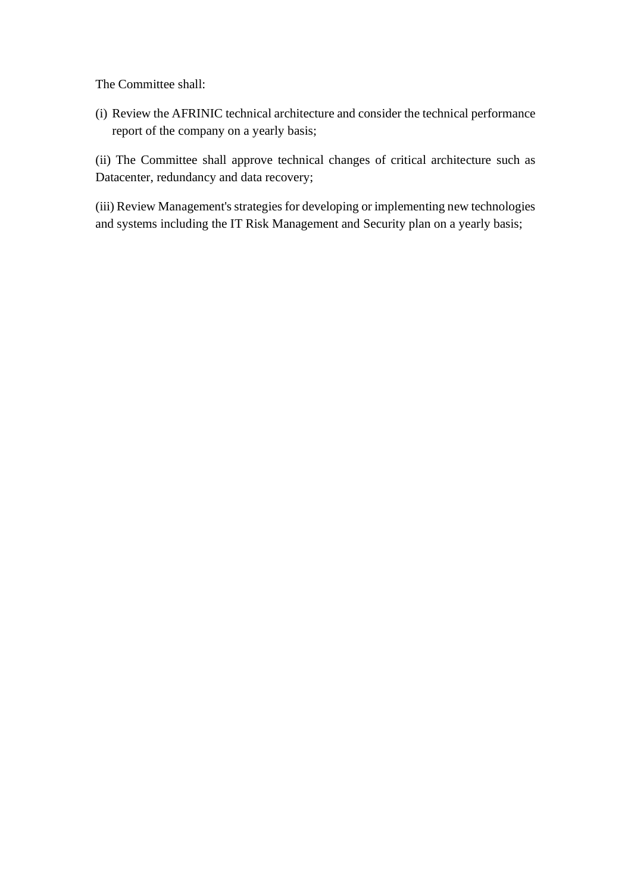The Committee shall:

(i) Review the AFRINIC technical architecture and consider the technical performance report of the company on a yearly basis;

(ii) The Committee shall approve technical changes of critical architecture such as Datacenter, redundancy and data recovery;

(iii) Review Management's strategies for developing or implementing new technologies and systems including the IT Risk Management and Security plan on a yearly basis;